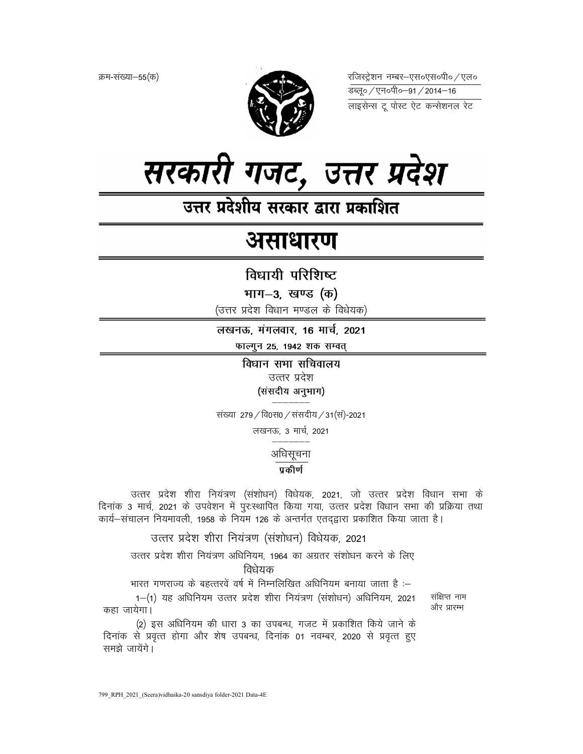क्रम-संख्या–55(क)

रजिस्ट्रेशन नम्बर–एस०एस०पी० / एल०
डब्लू० / एन०पी०–91 / 2014–16
लाइसेन्स टू पोस्ट ऐट कन्सेशनल रेट

# सरकारी गजट, उत्तर प्रदेश

## उत्तर प्रदेशीय सरकार द्वारा प्रकाशित

# असाधारण

## विधायी परिशिष्ट

**भाग–3, खण्ड (क)**

(उत्तर प्रदेश विधान मण्डल के विधेयक)

**लखनऊ, मंगलवार, 16 मार्च, 2021**

**फाल्गुन 25, 1942 शक सम्वत्**

**विधान सभा सचिवालय**

उत्तर प्रदेश

**(संसदीय अनुभाग)**

संख्या 279 / वि0स0 / संसदीय / 31(सं)-2021

लखनऊ, 3 मार्च, 2021

अधिसूचना

**प्रकीर्ण**

उत्तर प्रदेश शीरा नियंत्रण (संशोधन) विधेयक, 2021, जो उत्तर प्रदेश विधान सभा के दिनांक 3 मार्च, 2021 के उपवेशन में पुरःस्थापित किया गया, उत्तर प्रदेश विधान सभा की प्रक्रिया तथा कार्य–संचालन नियमावली, 1958 के नियम 126 के अन्तर्गत एतद्द्वारा प्रकाशित किया जाता है।

उत्तर प्रदेश शीरा नियंत्रण (संशोधन) विधेयक, 2021

उत्तर प्रदेश शीरा नियंत्रण अधिनियम, 1964 का अग्रतर संशोधन करने के लिए

विधेयक

भारत गणराज्य के बहत्तरवें वर्ष में निम्नलिखित अधिनियम बनाया जाता है :–

संक्षिप्त नाम और प्रारम्भ

1–(1) यह अधिनियम उत्तर प्रदेश शीरा नियंत्रण (संशोधन) अधिनियम, 2021 कहा जायेगा।

(2) इस अधिनियम की धारा 3 का उपबन्ध, गजट में प्रकाशित किये जाने के दिनांक से प्रवृत्त होगा और शेष उपबन्ध, दिनांक 01 नवम्बर, 2020 से प्रवृत्त हुए समझे जायेंगे।

799_RPH_2021_(Seera)vidhaika-20 sansdiya folder-2021 Data-4E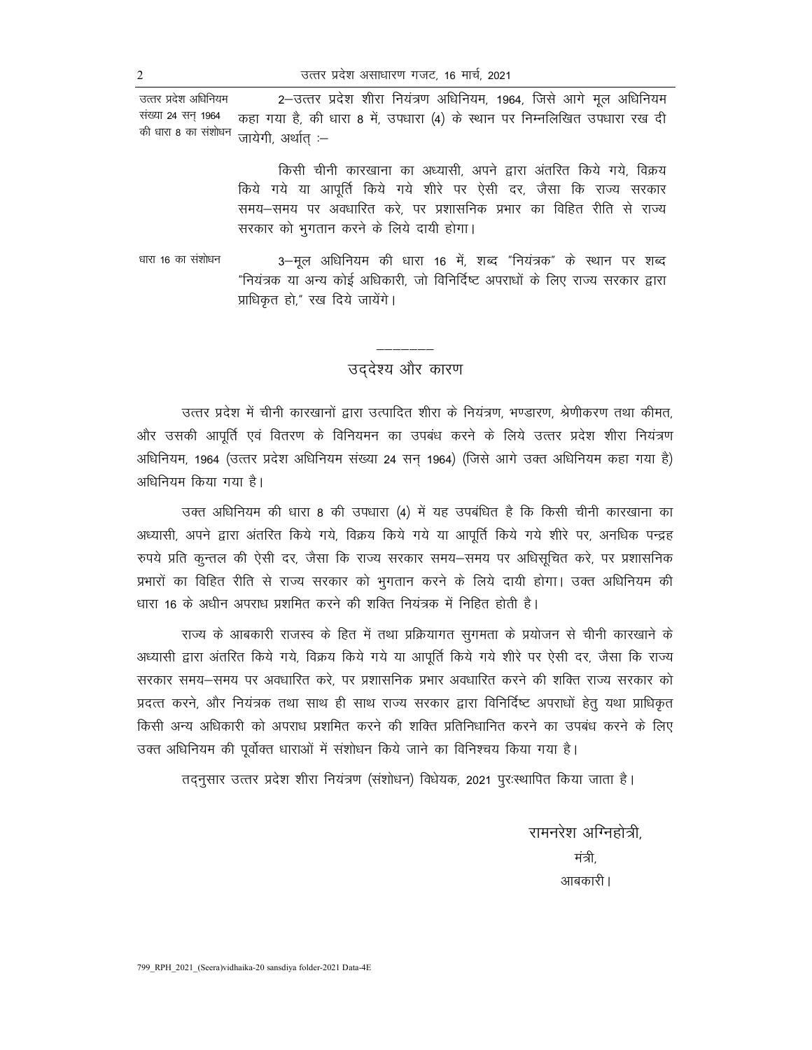उत्तर प्रदेश अधिनियम संख्या 24 सन् 1964 की धारा 8 का संशोधन

2–उत्तर प्रदेश शीरा नियंत्रण अधिनियम, 1964, जिसे आगे मूल अधिनियम कहा गया है, की धारा 8 में, उपधारा (4) के स्थान पर निम्नलिखित उपधारा रख दी जायेगी, अर्थात् :–

> किसी चीनी कारखाना का अध्यासी, अपने द्वारा अंतरित किये गये, विक्रय किये गये या आपूर्ति किये गये शीरे पर ऐसी दर, जैसा कि राज्य सरकार समय–समय पर अवधारित करे, पर प्रशासनिक प्रभार का विहित रीति से राज्य सरकार को भुगतान करने के लिये दायी होगा।

धारा 16 का संशोधन

3–मूल अधिनियम की धारा 16 में, शब्द "नियंत्रक" के स्थान पर शब्द "नियंत्रक या अन्य कोई अधिकारी, जो विनिर्दिष्ट अपराधों के लिए राज्य सरकार द्वारा प्राधिकृत हो," रख दिये जायेंगे।

---

## उद्देश्य और कारण

उत्तर प्रदेश में चीनी कारखानों द्वारा उत्पादित शीरा के नियंत्रण, भण्डारण, श्रेणीकरण तथा कीमत, और उसकी आपूर्ति एवं वितरण के विनियमन का उपबंध करने के लिये उत्तर प्रदेश शीरा नियंत्रण अधिनियम, 1964 (उत्तर प्रदेश अधिनियम संख्या 24 सन् 1964) (जिसे आगे उक्त अधिनियम कहा गया है) अधिनियम किया गया है।

उक्त अधिनियम की धारा 8 की उपधारा (4) में यह उपबंधित है कि किसी चीनी कारखाना का अध्यासी, अपने द्वारा अंतरित किये गये, विक्रय किये गये या आपूर्ति किये गये शीरे पर, अनधिक पन्द्रह रुपये प्रति कुन्तल की ऐसी दर, जैसा कि राज्य सरकार समय–समय पर अधिसूचित करे, पर प्रशासनिक प्रभारों का विहित रीति से राज्य सरकार को भुगतान करने के लिये दायी होगा। उक्त अधिनियम की धारा 16 के अधीन अपराध प्रशमित करने की शक्ति नियंत्रक में निहित होती है।

राज्य के आबकारी राजस्व के हित में तथा प्रक्रियागत सुगमता के प्रयोजन से चीनी कारखाने के अध्यासी द्वारा अंतरित किये गये, विक्रय किये गये या आपूर्ति किये गये शीरे पर ऐसी दर, जैसा कि राज्य सरकार समय–समय पर अवधारित करे, पर प्रशासनिक प्रभार अवधारित करने की शक्ति राज्य सरकार को प्रदत्त करने, और नियंत्रक तथा साथ ही साथ राज्य सरकार द्वारा विनिर्दिष्ट अपराधों हेतु यथा प्राधिकृत किसी अन्य अधिकारी को अपराध प्रशमित करने की शक्ति प्रतिनिधानित करने का उपबंध करने के लिए उक्त अधिनियम की पूर्वोक्त धाराओं में संशोधन किये जाने का विनिश्चय किया गया है।

तद्नुसार उत्तर प्रदेश शीरा नियंत्रण (संशोधन) विधेयक, 2021 पुरःस्थापित किया जाता है।

रामनरेश अग्निहोत्री,  
मंत्री,  
आबकारी।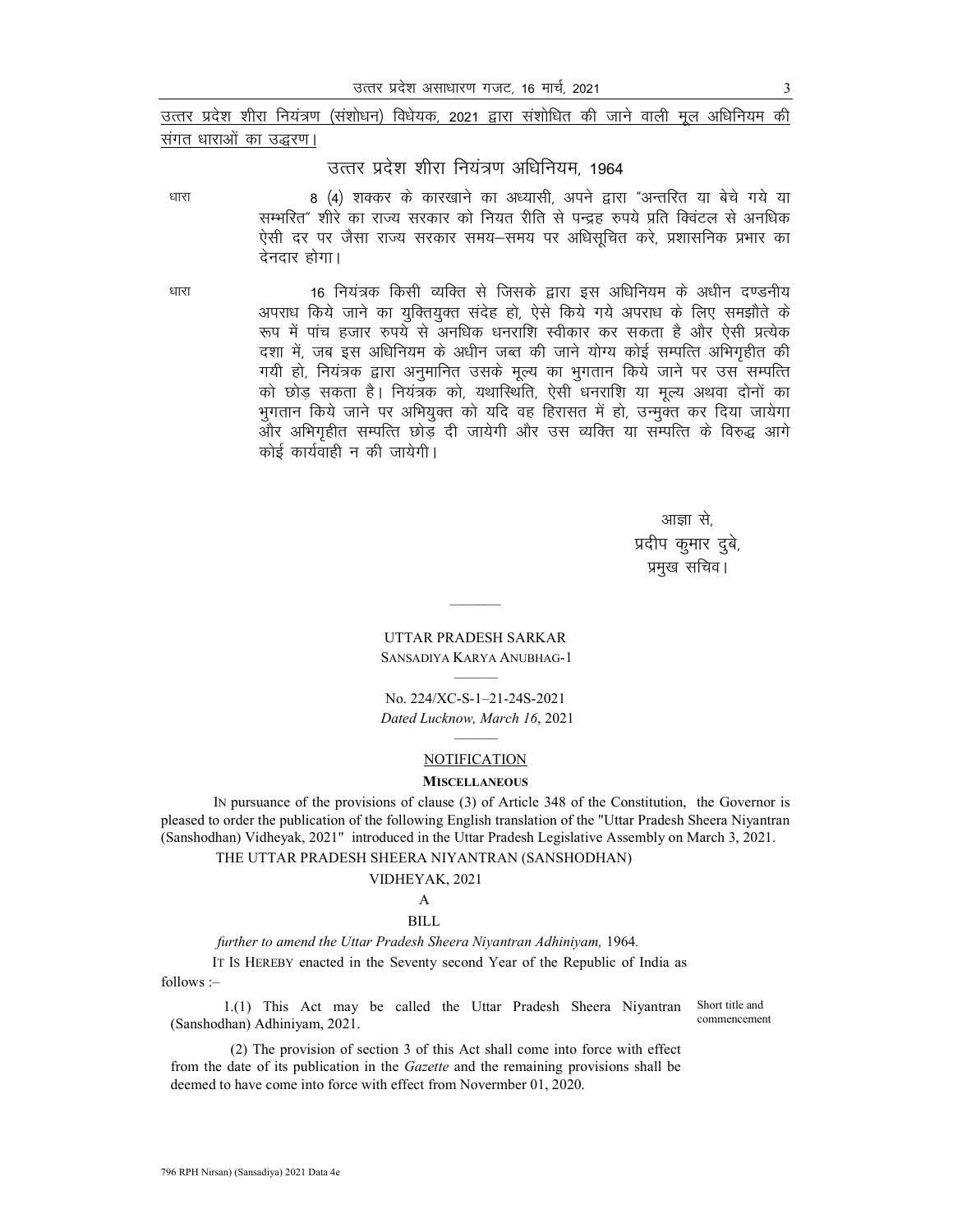<u>उत्तर प्रदेश शीरा नियंत्रण (संशोधन) विधेयक, 2021 द्वारा संशोधित की जाने वाली मूल अधिनियम की संगत धाराओं का उद्धरण।</u>

## उत्तर प्रदेश शीरा नियंत्रण अधिनियम, 1964

धारा 8 (4) शक्कर के कारखाने का अध्यासी, अपने द्वारा "अन्तरित या बेचे गये या सम्भरित" शीरे का राज्य सरकार को नियत रीति से पन्द्रह रुपये प्रति क्विंटल से अनधिक ऐसी दर पर जैसा राज्य सरकार समय–समय पर अधिसूचित करे, प्रशासनिक प्रभार का देनदार होगा।

धारा 16 नियंत्रक किसी व्यक्ति से जिसके द्वारा इस अधिनियम के अधीन दण्डनीय अपराध किये जाने का युक्तियुक्त संदेह हो, ऐसे किये गये अपराध के लिए समझौते के रूप में पांच हजार रुपये से अनधिक धनराशि स्वीकार कर सकता है और ऐसी प्रत्येक दशा में, जब इस अधिनियम के अधीन जब्त की जाने योग्य कोई सम्पत्ति अभिगृहीत की गयी हो, नियंत्रक द्वारा अनुमानित उसके मूल्य का भुगतान किये जाने पर उस सम्पत्ति को छोड़ सकता है। नियंत्रक को, यथास्थिति, ऐसी धनराशि या मूल्य अथवा दोनों का भुगतान किये जाने पर अभियुक्त को यदि वह हिरासत में हो, उन्मुक्त कर दिया जायेगा और अभिगृहीत सम्पत्ति छोड़ दी जायेगी और उस व्यक्ति या सम्पत्ति के विरुद्ध आगे कोई कार्यवाही न की जायेगी।

आज्ञा से,
प्रदीप कुमार दुबे,
प्रमुख सचिव।

---

UTTAR PRADESH SARKAR
SANSADIYA KARYA ANUBHAG-1

No. 224/XC-S-1–21-24S-2021
*Dated Lucknow, March 16*, 2021

<u>NOTIFICATION</u>

**MISCELLANEOUS**

IN pursuance of the provisions of clause (3) of Article 348 of the Constitution, the Governor is pleased to order the publication of the following English translation of the "Uttar Pradesh Sheera Niyantran (Sanshodhan) Vidheyak, 2021" introduced in the Uttar Pradesh Legislative Assembly on March 3, 2021.

THE UTTAR PRADESH SHEERA NIYANTRAN (SANSHODHAN) VIDHEYAK, 2021

A

BILL

*further to amend the Uttar Pradesh Sheera Niyantran Adhiniyam,* 1964.

IT IS HEREBY enacted in the Seventy second Year of the Republic of India as follows :–

Short title and commencement

1.(1) This Act may be called the Uttar Pradesh Sheera Niyantran (Sanshodhan) Adhiniyam, 2021.

(2) The provision of section 3 of this Act shall come into force with effect from the date of its publication in the *Gazette* and the remaining provisions shall be deemed to have come into force with effect from Novermber 01, 2020.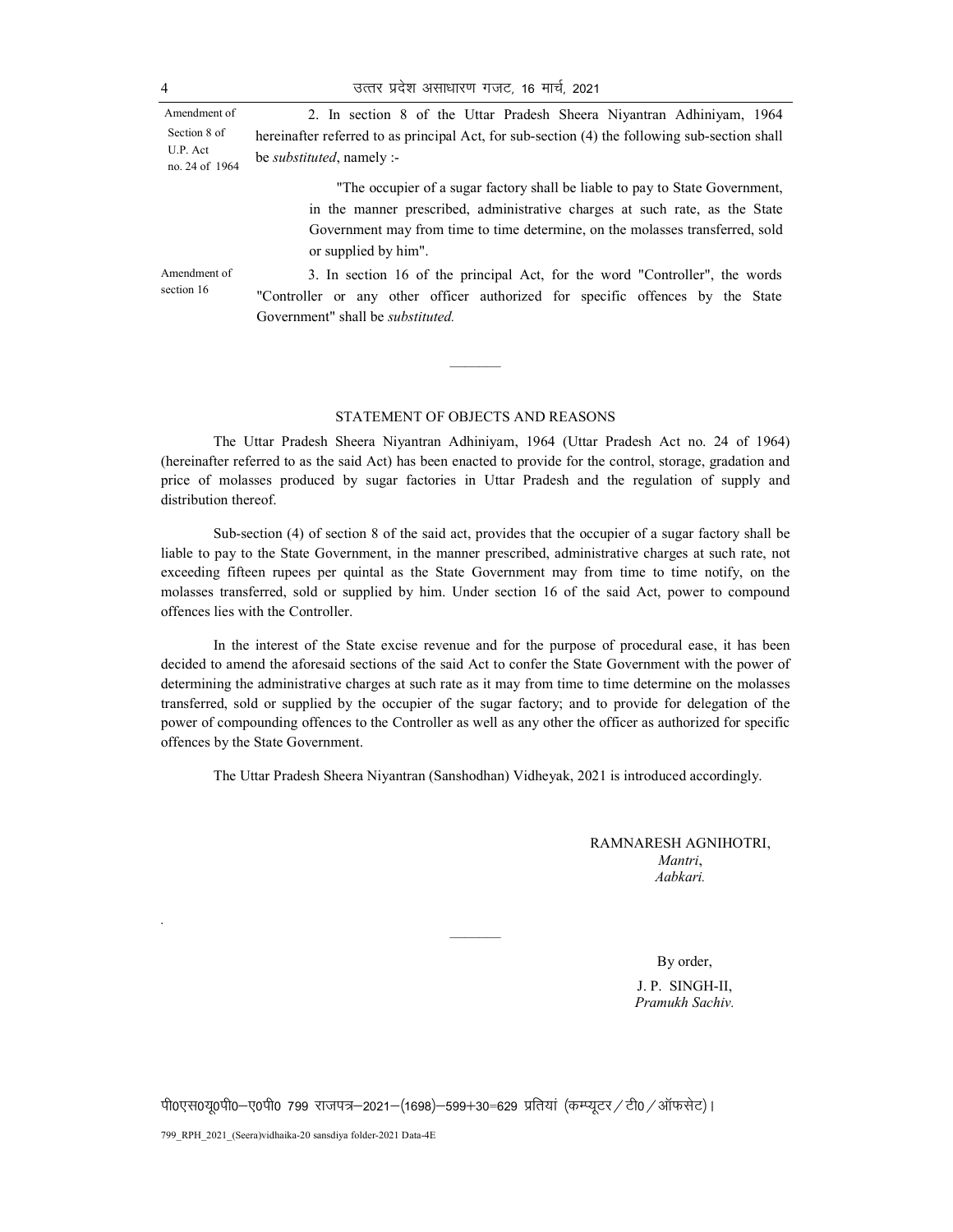Amendment of Section 8 of U.P. Act no. 24 of 1964

2. In section 8 of the Uttar Pradesh Sheera Niyantran Adhiniyam, 1964 hereinafter referred to as principal Act, for sub-section (4) the following sub-section shall be *substituted*, namely :-

"The occupier of a sugar factory shall be liable to pay to State Government, in the manner prescribed, administrative charges at such rate, as the State Government may from time to time determine, on the molasses transferred, sold or supplied by him".

Amendment of section 16

3. In section 16 of the principal Act, for the word "Controller", the words "Controller or any other officer authorized for specific offences by the State Government" shall be *substituted.*

---

## STATEMENT OF OBJECTS AND REASONS

The Uttar Pradesh Sheera Niyantran Adhiniyam, 1964 (Uttar Pradesh Act no. 24 of 1964) (hereinafter referred to as the said Act) has been enacted to provide for the control, storage, gradation and price of molasses produced by sugar factories in Uttar Pradesh and the regulation of supply and distribution thereof.

Sub-section (4) of section 8 of the said act, provides that the occupier of a sugar factory shall be liable to pay to the State Government, in the manner prescribed, administrative charges at such rate, not exceeding fifteen rupees per quintal as the State Government may from time to time notify, on the molasses transferred, sold or supplied by him. Under section 16 of the said Act, power to compound offences lies with the Controller.

In the interest of the State excise revenue and for the purpose of procedural ease, it has been decided to amend the aforesaid sections of the said Act to confer the State Government with the power of determining the administrative charges at such rate as it may from time to time determine on the molasses transferred, sold or supplied by the occupier of the sugar factory; and to provide for delegation of the power of compounding offences to the Controller as well as any other the officer as authorized for specific offences by the State Government.

The Uttar Pradesh Sheera Niyantran (Sanshodhan) Vidheyak, 2021 is introduced accordingly.

RAMNARESH AGNIHOTRI,
*Mantri*,
*Aabkari.*

---

By order,

J. P. SINGH-II,
*Pramukh Sachiv.*

पी0एस0यू0पी0–ए0पी0 799 राजपत्र–2021–(1698)–599+30=629 प्रतियां (कम्प्यूटर/टी0/ऑफसेट)।

799_RPH_2021_(Seera)vidhaika-20 sansdiya folder-2021 Data-4E